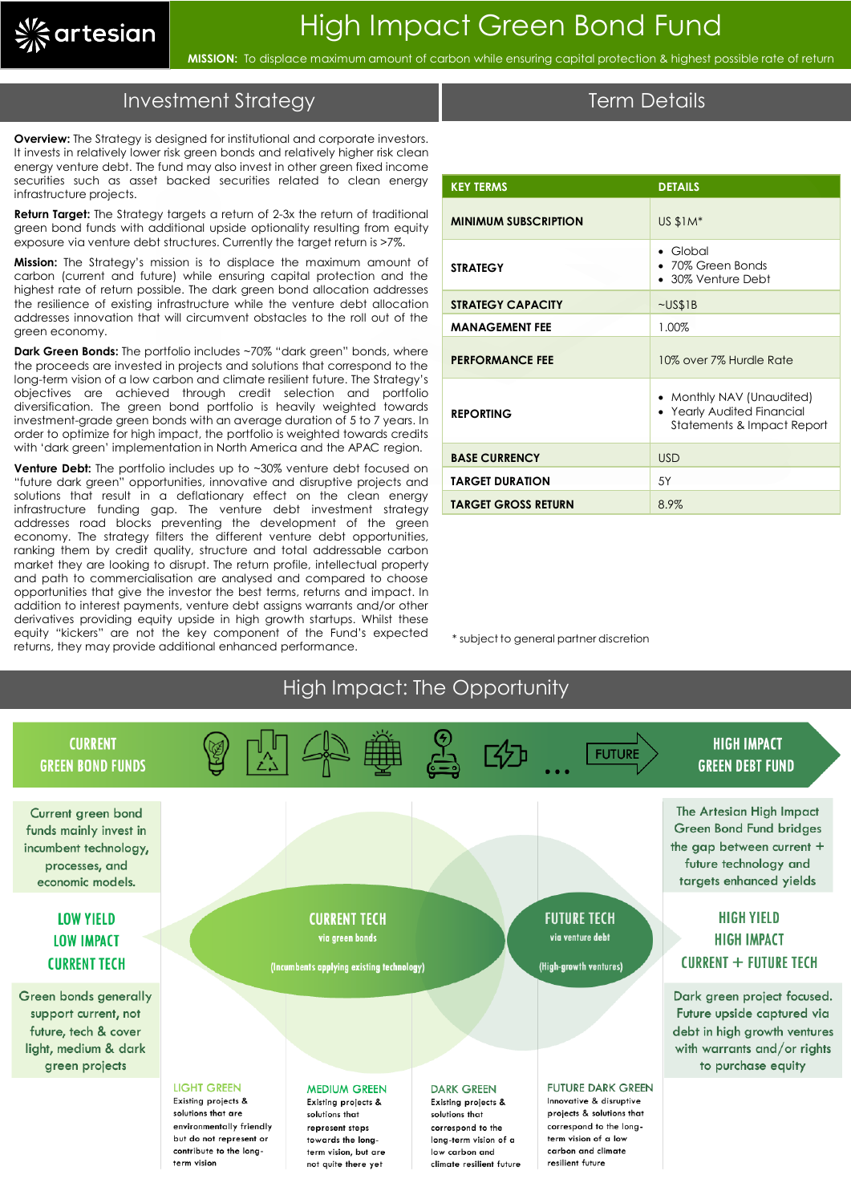# High Impact Green Bond Fund

**MISSION:** To displace maximum amount of carbon while ensuring capital protection & highest possible rate of return

## Investment Strategy

**Overview:** The Strategy is designed for institutional and corporate investors. It invests in relatively lower risk green bonds and relatively higher risk clean energy venture debt. The fund may also invest in other green fixed income securities such as asset backed securities related to clean energy infrastructure projects.

**Return Target:** The Strategy targets a return of 2-3x the return of traditional green bond funds with additional upside optionality resulting from equity exposure via venture debt structures. Currently the target return is >7%.

**Mission:** The Strategy's mission is to displace the maximum amount of carbon (current and future) while ensuring capital protection and the highest rate of return possible. The dark green bond allocation addresses the resilience of existing infrastructure while the venture debt allocation addresses innovation that will circumvent obstacles to the roll out of the green economy.

**Dark Green Bonds:** The portfolio includes ~70% "dark green" bonds, where the proceeds are invested in projects and solutions that correspond to the long-term vision of a low carbon and climate resilient future. The Strategy's objectives are achieved through credit selection and portfolio diversification. The green bond portfolio is heavily weighted towards investment-grade green bonds with an average duration of 5 to 7 years. In order to optimize for high impact, the portfolio is weighted towards credits with 'dark green' implementation in North America and the APAC region.

**Venture Debt:** The portfolio includes up to ~30% venture debt focused on "future dark green" opportunities, innovative and disruptive projects and solutions that result in a deflationary effect on the clean energy infrastructure funding gap. The venture debt investment strategy addresses road blocks preventing the development of the green economy. The strategy filters the different venture debt opportunities, ranking them by credit quality, structure and total addressable carbon market they are looking to disrupt. The return profile, intellectual property and path to commercialisation are analysed and compared to choose opportunities that give the investor the best terms, returns and impact. In addition to interest payments, venture debt assigns warrants and/or other derivatives providing equity upside in high growth startups. Whilst these equity "kickers" are not the key component of the Fund's expected returns, they may provide additional enhanced performance.

## Term Details

| KEY TERMS | DETAILS |
|---|---|
| MINIMUM SUBSCRIPTION | US $1M* |
| STRATEGY | • Global<br>• 70% Green Bonds<br>• 30% Venture Debt |
| STRATEGY CAPACITY | ~US$1B |
| MANAGEMENT FEE | 1.00% |
| PERFORMANCE FEE | 10% over 7% Hurdle Rate |
| REPORTING | • Monthly NAV (Unaudited)<br>• Yearly Audited Financial Statements & Impact Report |
| BASE CURRENCY | USD |
| TARGET DURATION | 5Y |
| TARGET GROSS RETURN | 8.9% |

\* subject to general partner discretion

## High Impact: The Opportunity

**CURRENT GREEN BOND FUNDS** → FUTURE → **HIGH IMPACT GREEN DEBT FUND**

Current green bond funds mainly invest in incumbent technology, processes, and economic models.

**LOW YIELD**
**LOW IMPACT**
**CURRENT TECH**

Green bonds generally support current, not future, tech & cover light, medium & dark green projects

**CURRENT TECH**
via green bonds
(Incumbents applying existing technology)

**FUTURE TECH**
via venture debt
(High-growth ventures)

The Artesian High Impact Green Bond Fund bridges the gap between current + future technology and targets enhanced yields

**HIGH YIELD**
**HIGH IMPACT**
**CURRENT + FUTURE TECH**

Dark green project focused. Future upside captured via debt in high growth ventures with warrants and/or rights to purchase equity

**LIGHT GREEN**
Existing projects & solutions that are environmentally friendly but do not represent or contribute to the long-term vision

**MEDIUM GREEN**
Existing projects & solutions that represent steps towards the long-term vision, but are not quite there yet

**DARK GREEN**
Existing projects & solutions that correspond to the long-term vision of a low carbon and climate resilient future

**FUTURE DARK GREEN**
Innovative & disruptive projects & solutions that correspond to the long-term vision of a low carbon and climate resilient future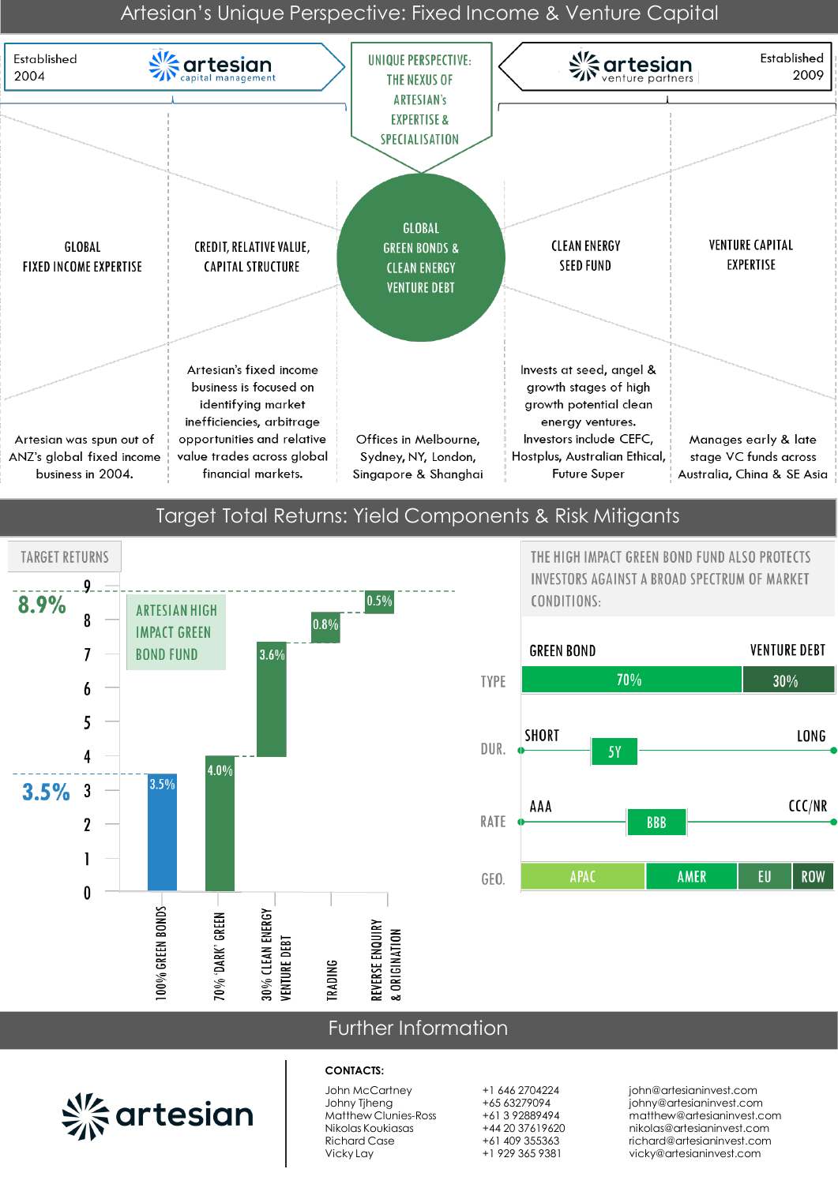# Artesian's Unique Perspective: Fixed Income & Venture Capital

Established 2004 — artesian capital management

UNIQUE PERSPECTIVE: THE NEXUS OF ARTESIAN's EXPERTISE & SPECIALISATION

artesian venture partners — Established 2009

GLOBAL FIXED INCOME EXPERTISE

Artesian was spun out of ANZ's global fixed income business in 2004.

CREDIT, RELATIVE VALUE, CAPITAL STRUCTURE

Artesian's fixed income business is focused on identifying market inefficiencies, arbitrage opportunities and relative value trades across global financial markets.

GLOBAL GREEN BONDS & CLEAN ENERGY VENTURE DEBT

Offices in Melbourne, Sydney, NY, London, Singapore & Shanghai

CLEAN ENERGY SEED FUND

Invests at seed, angel & growth stages of high growth potential clean energy ventures. Investors include CEFC, Hostplus, Australian Ethical, Future Super

VENTURE CAPITAL EXPERTISE

Manages early & late stage VC funds across Australia, China & SE Asia

# Target Total Returns: Yield Components & Risk Mitigants

TARGET RETURNS

8.9%

3.5%

ARTESIAN HIGH IMPACT GREEN BOND FUND

0 1 2 3 4 5 6 7 8 9

3.5% — 100% GREEN BONDS

4.0% — 70% 'DARK' GREEN

3.6% — 30% CLEAN ENERGY VENTURE DEBT

0.8% — TRADING

0.5% — REVERSE ENQUIRY & ORIGINATION

THE HIGH IMPACT GREEN BOND FUND ALSO PROTECTS INVESTORS AGAINST A BROAD SPECTRUM OF MARKET CONDITIONS:

TYPE: GREEN BOND 70% | VENTURE DEBT 30%

DUR.: SHORT — 5Y — LONG

RATE: AAA — BBB — CCC/NR

GEO.: APAC | AMER | EU | ROW

# Further Information

artesian

**CONTACTS:**

| | | |
|---|---|---|
| John McCartney | +1 646 2704224 | john@artesianinvest.com |
| Johny Tjheng | +65 63279094 | johny@artesianinvest.com |
| Matthew Clunies-Ross | +61 3 92889494 | matthew@artesianinvest.com |
| Nikolas Koukiasas | +44 20 37619620 | nikolas@artesianinvest.com |
| Richard Case | +61 409 355363 | richard@artesianinvest.com |
| Vicky Lay | +1 929 365 9381 | vicky@artesianinvest.com |